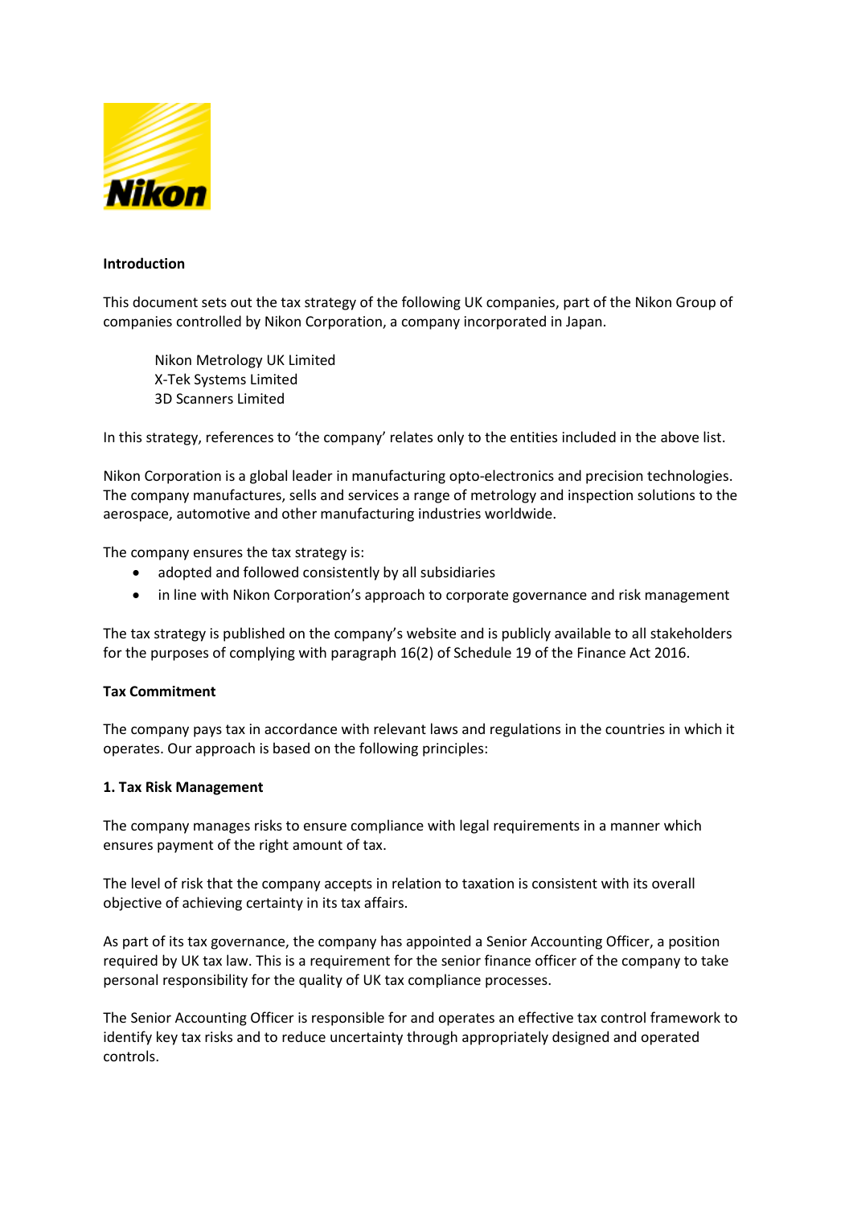**Introduction**

This document sets out the tax strategy of the following UK companies, part of the Nikon Group of companies controlled by Nikon Corporation, a company incorporated in Japan.

Nikon Metrology UK Limited
X-Tek Systems Limited
3D Scanners Limited

In this strategy, references to 'the company' relates only to the entities included in the above list.

Nikon Corporation is a global leader in manufacturing opto-electronics and precision technologies. The company manufactures, sells and services a range of metrology and inspection solutions to the aerospace, automotive and other manufacturing industries worldwide.

The company ensures the tax strategy is:

- adopted and followed consistently by all subsidiaries
- in line with Nikon Corporation's approach to corporate governance and risk management

The tax strategy is published on the company's website and is publicly available to all stakeholders for the purposes of complying with paragraph 16(2) of Schedule 19 of the Finance Act 2016.

**Tax Commitment**

The company pays tax in accordance with relevant laws and regulations in the countries in which it operates. Our approach is based on the following principles:

**1. Tax Risk Management**

The company manages risks to ensure compliance with legal requirements in a manner which ensures payment of the right amount of tax.

The level of risk that the company accepts in relation to taxation is consistent with its overall objective of achieving certainty in its tax affairs.

As part of its tax governance, the company has appointed a Senior Accounting Officer, a position required by UK tax law. This is a requirement for the senior finance officer of the company to take personal responsibility for the quality of UK tax compliance processes.

The Senior Accounting Officer is responsible for and operates an effective tax control framework to identify key tax risks and to reduce uncertainty through appropriately designed and operated controls.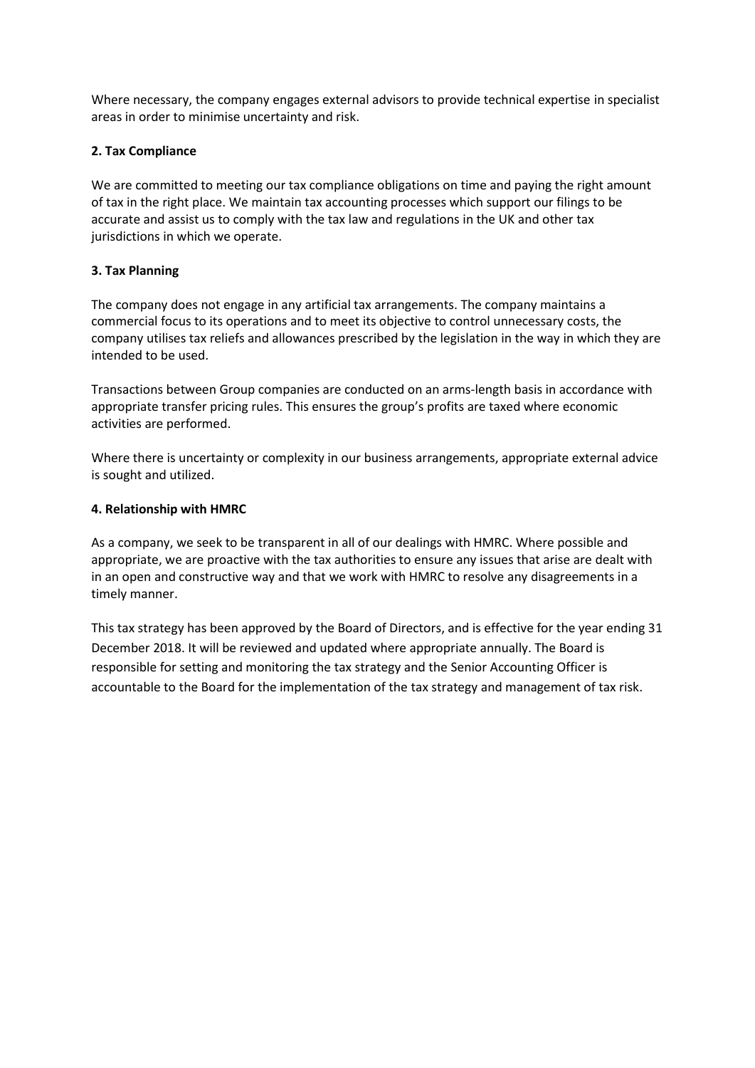Where necessary, the company engages external advisors to provide technical expertise in specialist areas in order to minimise uncertainty and risk.

**2. Tax Compliance**

We are committed to meeting our tax compliance obligations on time and paying the right amount of tax in the right place. We maintain tax accounting processes which support our filings to be accurate and assist us to comply with the tax law and regulations in the UK and other tax jurisdictions in which we operate.

**3. Tax Planning**

The company does not engage in any artificial tax arrangements. The company maintains a commercial focus to its operations and to meet its objective to control unnecessary costs, the company utilises tax reliefs and allowances prescribed by the legislation in the way in which they are intended to be used.

Transactions between Group companies are conducted on an arms-length basis in accordance with appropriate transfer pricing rules. This ensures the group's profits are taxed where economic activities are performed.

Where there is uncertainty or complexity in our business arrangements, appropriate external advice is sought and utilized.

**4. Relationship with HMRC**

As a company, we seek to be transparent in all of our dealings with HMRC. Where possible and appropriate, we are proactive with the tax authorities to ensure any issues that arise are dealt with in an open and constructive way and that we work with HMRC to resolve any disagreements in a timely manner.

This tax strategy has been approved by the Board of Directors, and is effective for the year ending 31 December 2018. It will be reviewed and updated where appropriate annually. The Board is responsible for setting and monitoring the tax strategy and the Senior Accounting Officer is accountable to the Board for the implementation of the tax strategy and management of tax risk.